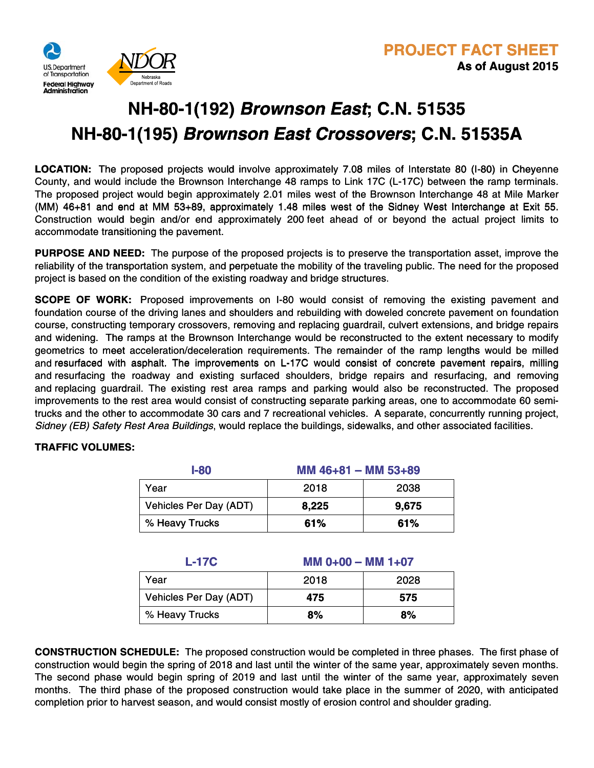U.S. Department of Transportation
Federal Highway Administration

NDOR
Nebraska Department of Roads

**PROJECT FACT SHEET**
**As of August 2015**

# NH-80-1(192) *Brownson East*; C.N. 51535
# NH-80-1(195) *Brownson East Crossovers*; C.N. 51535A

**LOCATION:** The proposed projects would involve approximately 7.08 miles of Interstate 80 (I-80) in Cheyenne County, and would include the Brownson Interchange 48 ramps to Link 17C (L-17C) between the ramp terminals. The proposed project would begin approximately 2.01 miles west of the Brownson Interchange 48 at Mile Marker (MM) 46+81 and end at MM 53+89, approximately 1.48 miles west of the Sidney West Interchange at Exit 55. Construction would begin and/or end approximately 200 feet ahead of or beyond the actual project limits to accommodate transitioning the pavement.

**PURPOSE AND NEED:** The purpose of the proposed projects is to preserve the transportation asset, improve the reliability of the transportation system, and perpetuate the mobility of the traveling public. The need for the proposed project is based on the condition of the existing roadway and bridge structures.

**SCOPE OF WORK:** Proposed improvements on I-80 would consist of removing the existing pavement and foundation course of the driving lanes and shoulders and rebuilding with doweled concrete pavement on foundation course, constructing temporary crossovers, removing and replacing guardrail, culvert extensions, and bridge repairs and widening. The ramps at the Brownson Interchange would be reconstructed to the extent necessary to modify geometrics to meet acceleration/deceleration requirements. The remainder of the ramp lengths would be milled and resurfaced with asphalt. The improvements on L-17C would consist of concrete pavement repairs, milling and resurfacing the roadway and existing surfaced shoulders, bridge repairs and resurfacing, and removing and replacing guardrail. The existing rest area ramps and parking would also be reconstructed. The proposed improvements to the rest area would consist of constructing separate parking areas, one to accommodate 60 semi-trucks and the other to accommodate 30 cars and 7 recreational vehicles. A separate, concurrently running project, *Sidney (EB) Safety Rest Area Buildings*, would replace the buildings, sidewalks, and other associated facilities.

**TRAFFIC VOLUMES:**

| I-80 | MM 46+81 – MM 53+89 | |
|---|---|---|
| Year | 2018 | 2038 |
| Vehicles Per Day (ADT) | **8,225** | **9,675** |
| % Heavy Trucks | **61%** | **61%** |

| L-17C | MM 0+00 – MM 1+07 | |
|---|---|---|
| Year | 2018 | 2028 |
| Vehicles Per Day (ADT) | **475** | **575** |
| % Heavy Trucks | **8%** | **8%** |

**CONSTRUCTION SCHEDULE:** The proposed construction would be completed in three phases. The first phase of construction would begin the spring of 2018 and last until the winter of the same year, approximately seven months. The second phase would begin spring of 2019 and last until the winter of the same year, approximately seven months. The third phase of the proposed construction would take place in the summer of 2020, with anticipated completion prior to harvest season, and would consist mostly of erosion control and shoulder grading.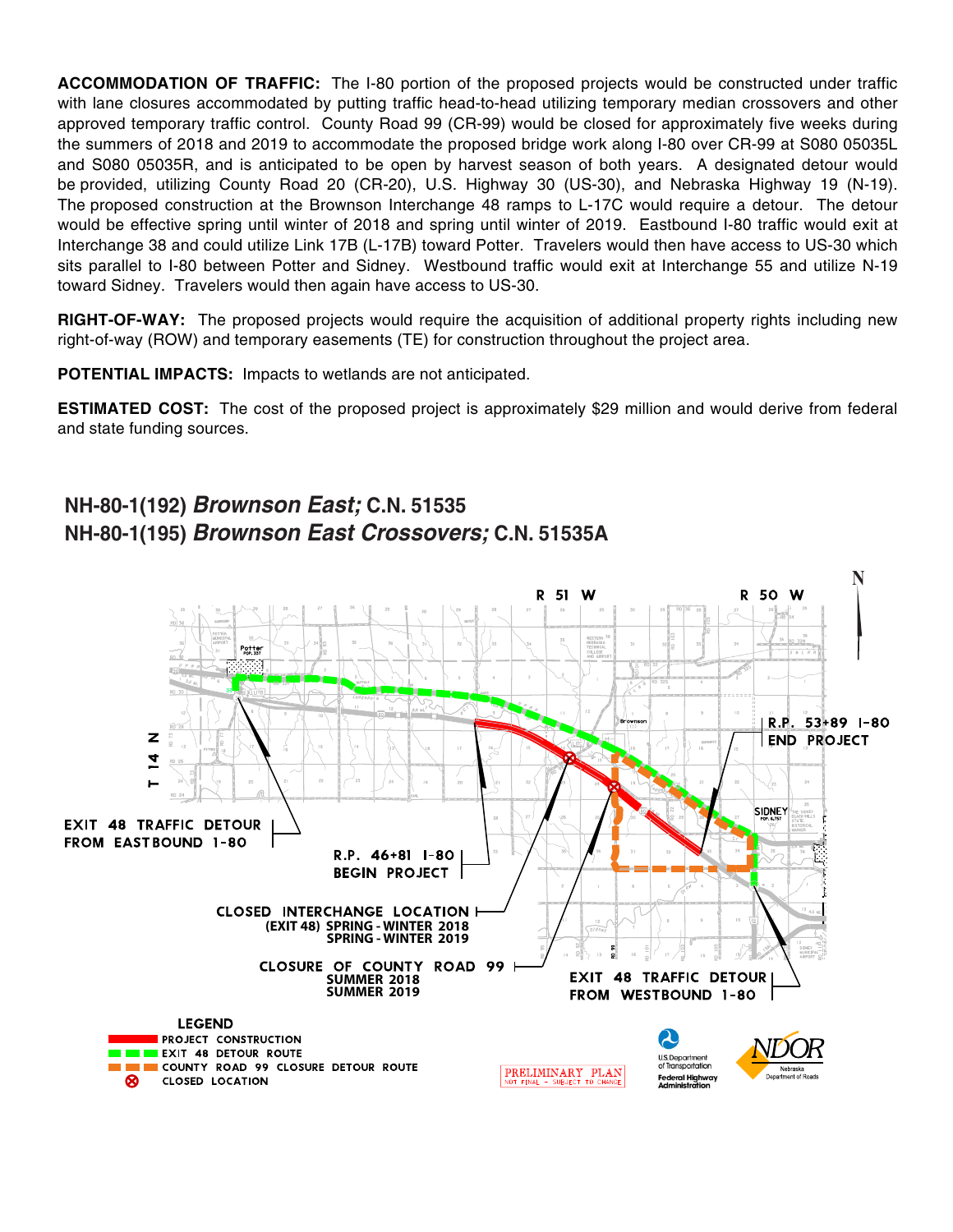**ACCOMMODATION OF TRAFFIC:** The I-80 portion of the proposed projects would be constructed under traffic with lane closures accommodated by putting traffic head-to-head utilizing temporary median crossovers and other approved temporary traffic control. County Road 99 (CR-99) would be closed for approximately five weeks during the summers of 2018 and 2019 to accommodate the proposed bridge work along I-80 over CR-99 at S080 05035L and S080 05035R, and is anticipated to be open by harvest season of both years. A designated detour would be provided, utilizing County Road 20 (CR-20), U.S. Highway 30 (US-30), and Nebraska Highway 19 (N-19). The proposed construction at the Brownson Interchange 48 ramps to L-17C would require a detour. The detour would be effective spring until winter of 2018 and spring until winter of 2019. Eastbound I-80 traffic would exit at Interchange 38 and could utilize Link 17B (L-17B) toward Potter. Travelers would then have access to US-30 which sits parallel to I-80 between Potter and Sidney. Westbound traffic would exit at Interchange 55 and utilize N-19 toward Sidney. Travelers would then again have access to US-30.

**RIGHT-OF-WAY:** The proposed projects would require the acquisition of additional property rights including new right-of-way (ROW) and temporary easements (TE) for construction throughout the project area.

**POTENTIAL IMPACTS:** Impacts to wetlands are not anticipated.

**ESTIMATED COST:** The cost of the proposed project is approximately $29 million and would derive from federal and state funding sources.

## NH-80-1(192) *Brownson East;* C.N. 51535
## NH-80-1(195) *Brownson East Crossovers;* C.N. 51535A

N

R 51 W

R 50 W

T 14 N

Potter

Brownson

SIDNEY

R.P. 53+89 I-80
END PROJECT

EXIT 48 TRAFFIC DETOUR
FROM EASTBOUND I-80

R.P. 46+81 I-80
BEGIN PROJECT

CLOSED INTERCHANGE LOCATION
(EXIT 48) SPRING - WINTER 2018
SPRING - WINTER 2019

CLOSURE OF COUNTY ROAD 99
SUMMER 2018
SUMMER 2019

EXIT 48 TRAFFIC DETOUR
FROM WESTBOUND I-80

LEGEND
PROJECT CONSTRUCTION
EXIT 48 DETOUR ROUTE
COUNTY ROAD 99 CLOSURE DETOUR ROUTE
CLOSED LOCATION

PRELIMINARY PLAN
NOT FINAL - SUBJECT TO CHANGE

U.S. Department of Transportation
Federal Highway Administration

NDOR
Nebraska Department of Roads